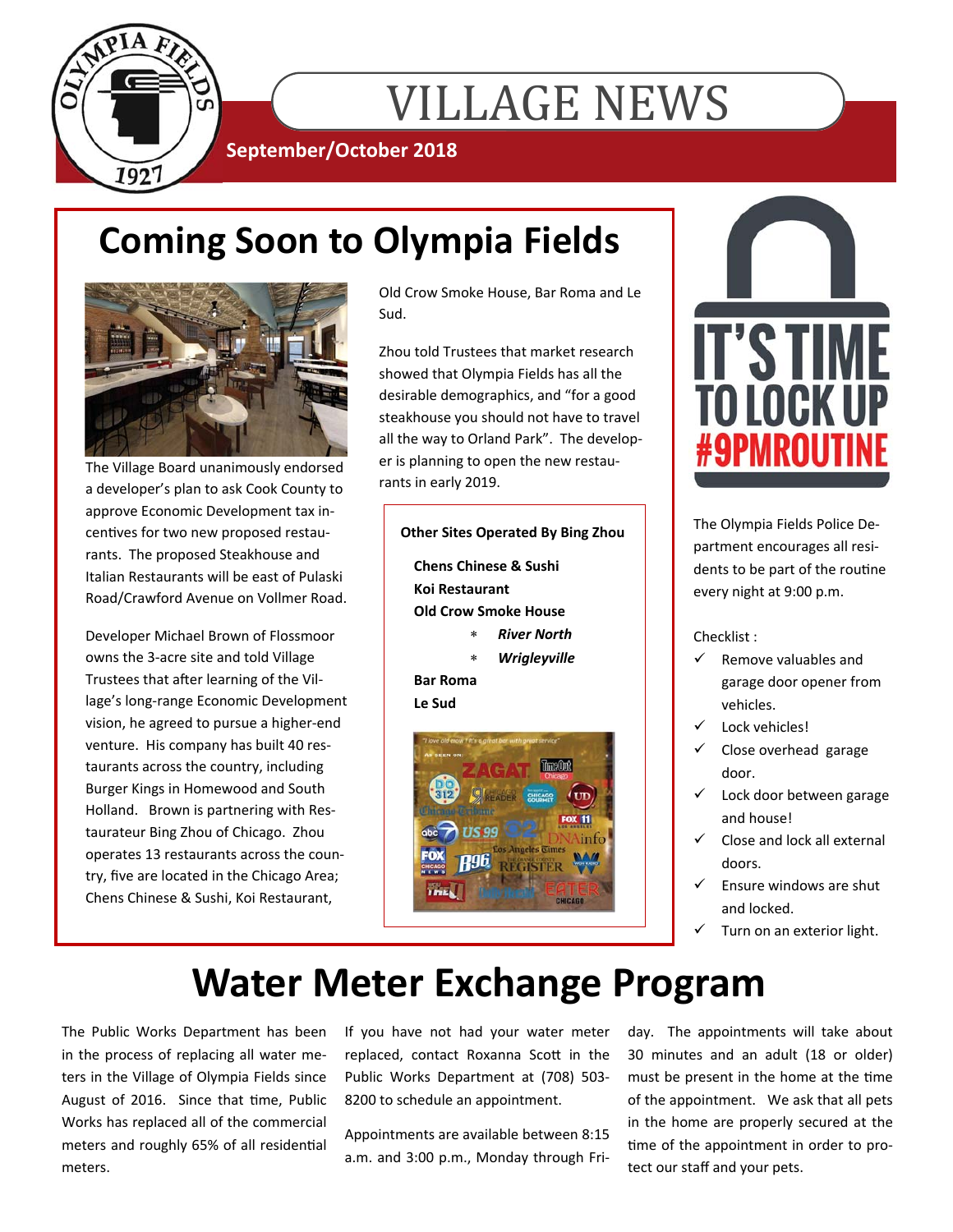# VILLAGE NEWS

**September/October 2018**

## Coming Soon to Olympia Fields

The Village Board unanimously endorsed a developer's plan to ask Cook County to approve Economic Development tax incentives for two new proposed restaurants. The proposed Steakhouse and Italian Restaurants will be east of Pulaski Road/Crawford Avenue on Vollmer Road.

Developer Michael Brown of Flossmoor owns the 3-acre site and told Village Trustees that after learning of the Village's long-range Economic Development vision, he agreed to pursue a higher-end venture. His company has built 40 restaurants across the country, including Burger Kings in Homewood and South Holland. Brown is partnering with Restaurateur Bing Zhou of Chicago. Zhou operates 13 restaurants across the country, five are located in the Chicago Area; Chens Chinese & Sushi, Koi Restaurant, Old Crow Smoke House, Bar Roma and Le Sud.

Zhou told Trustees that market research showed that Olympia Fields has all the desirable demographics, and "for a good steakhouse you should not have to travel all the way to Orland Park". The developer is planning to open the new restaurants in early 2019.

**Other Sites Operated By Bing Zhou**

**Chens Chinese & Sushi**
**Koi Restaurant**
**Old Crow Smoke House**

- ***River North***
- ***Wrigleyville***

**Bar Roma**
**Le Sud**

## IT'S TIME TO LOCK UP #9PMROUTINE

The Olympia Fields Police Department encourages all residents to be part of the routine every night at 9:00 p.m.

Checklist :

- ✓ Remove valuables and garage door opener from vehicles.
- ✓ Lock vehicles!
- ✓ Close overhead garage door.
- ✓ Lock door between garage and house!
- ✓ Close and lock all external doors.
- ✓ Ensure windows are shut and locked.
- ✓ Turn on an exterior light.

## Water Meter Exchange Program

The Public Works Department has been in the process of replacing all water meters in the Village of Olympia Fields since August of 2016. Since that time, Public Works has replaced all of the commercial meters and roughly 65% of all residential meters.

If you have not had your water meter replaced, contact Roxanna Scott in the Public Works Department at (708) 503-8200 to schedule an appointment.

Appointments are available between 8:15 a.m. and 3:00 p.m., Monday through Friday. The appointments will take about 30 minutes and an adult (18 or older) must be present in the home at the time of the appointment. We ask that all pets in the home are properly secured at the time of the appointment in order to protect our staff and your pets.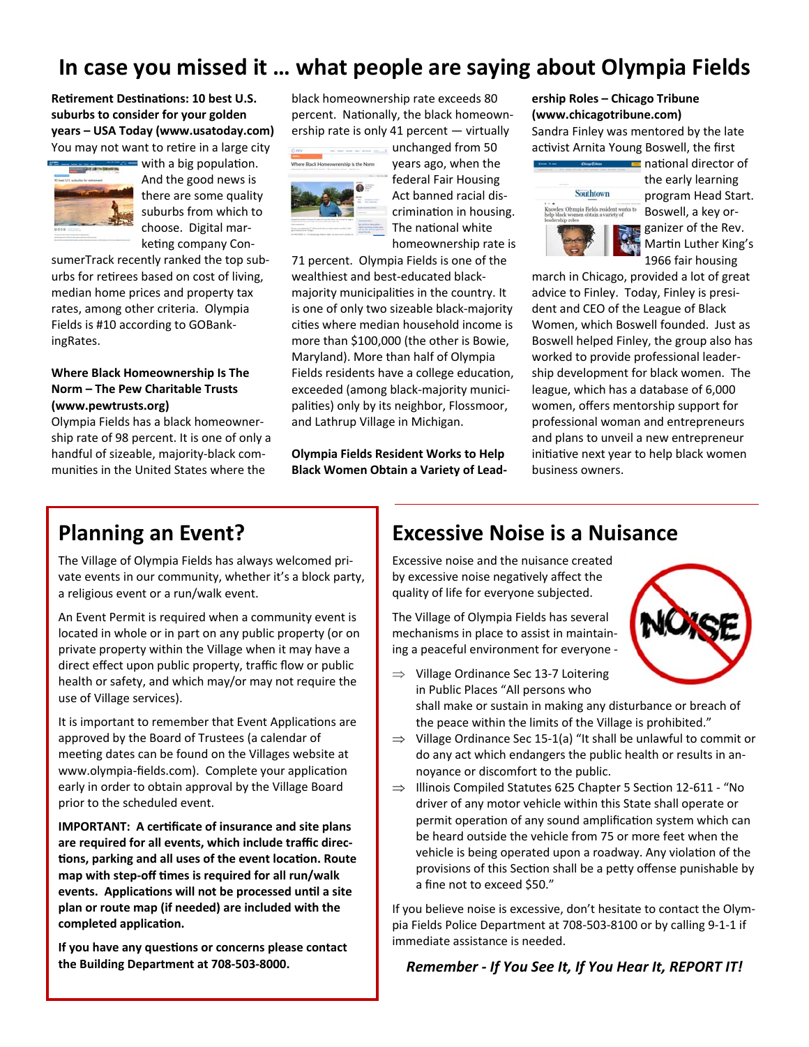# In case you missed it … what people are saying about Olympia Fields

**Retirement Destinations: 10 best U.S. suburbs to consider for your golden years – USA Today (www.usatoday.com)**

You may not want to retire in a large city with a big population. And the good news is there are some quality suburbs from which to choose. Digital marketing company ConsumerTrack recently ranked the top suburbs for retirees based on cost of living, median home prices and property tax rates, among other criteria. Olympia Fields is #10 according to GOBankingRates.

**Where Black Homeownership Is The Norm – The Pew Charitable Trusts (www.pewtrusts.org)**

Olympia Fields has a black homeownership rate of 98 percent. It is one of only a handful of sizeable, majority-black communities in the United States where the black homeownership rate exceeds 80 percent. Nationally, the black homeownership rate is only 41 percent — virtually unchanged from 50 years ago, when the federal Fair Housing Act banned racial discrimination in housing. The national white homeownership rate is 71 percent. Olympia Fields is one of the wealthiest and best-educated black-majority municipalities in the country. It is one of only two sizeable black-majority cities where median household income is more than $100,000 (the other is Bowie, Maryland). More than half of Olympia Fields residents have a college education, exceeded (among black-majority municipalities) only by its neighbor, Flossmoor, and Lathrup Village in Michigan.

**Olympia Fields Resident Works to Help Black Women Obtain a Variety of Leadership Roles – Chicago Tribune (www.chicagotribune.com)**

Sandra Finley was mentored by the late activist Arnita Young Boswell, the first national director of the early learning program Head Start. Boswell, a key organizer of the Rev. Martin Luther King's 1966 fair housing march in Chicago, provided a lot of great advice to Finley. Today, Finley is president and CEO of the League of Black Women, which Boswell founded. Just as Boswell helped Finley, the group also has worked to provide professional leadership development for black women. The league, which has a database of 6,000 women, offers mentorship support for professional woman and entrepreneurs and plans to unveil a new entrepreneur initiative next year to help black women business owners.

## Planning an Event?

The Village of Olympia Fields has always welcomed private events in our community, whether it's a block party, a religious event or a run/walk event.

An Event Permit is required when a community event is located in whole or in part on any public property (or on private property within the Village when it may have a direct effect upon public property, traffic flow or public health or safety, and which may/or may not require the use of Village services).

It is important to remember that Event Applications are approved by the Board of Trustees (a calendar of meeting dates can be found on the Villages website at www.olympia-fields.com). Complete your application early in order to obtain approval by the Village Board prior to the scheduled event.

**IMPORTANT: A certificate of insurance and site plans are required for all events, which include traffic directions, parking and all uses of the event location. Route map with step-off times is required for all run/walk events. Applications will not be processed until a site plan or route map (if needed) are included with the completed application.**

**If you have any questions or concerns please contact the Building Department at 708-503-8000.**

## Excessive Noise is a Nuisance

Excessive noise and the nuisance created by excessive noise negatively affect the quality of life for everyone subjected.

The Village of Olympia Fields has several mechanisms in place to assist in maintaining a peaceful environment for everyone -

- ⇒ Village Ordinance Sec 13-7 Loitering in Public Places "All persons who shall make or sustain in making any disturbance or breach of the peace within the limits of the Village is prohibited."
- ⇒ Village Ordinance Sec 15-1(a) "It shall be unlawful to commit or do any act which endangers the public health or results in annoyance or discomfort to the public.
- ⇒ Illinois Compiled Statutes 625 Chapter 5 Section 12-611 - "No driver of any motor vehicle within this State shall operate or permit operation of any sound amplification system which can be heard outside the vehicle from 75 or more feet when the vehicle is being operated upon a roadway. Any violation of the provisions of this Section shall be a petty offense punishable by a fine not to exceed $50."

If you believe noise is excessive, don't hesitate to contact the Olympia Fields Police Department at 708-503-8100 or by calling 9-1-1 if immediate assistance is needed.

***Remember - If You See It, If You Hear It, REPORT IT!***